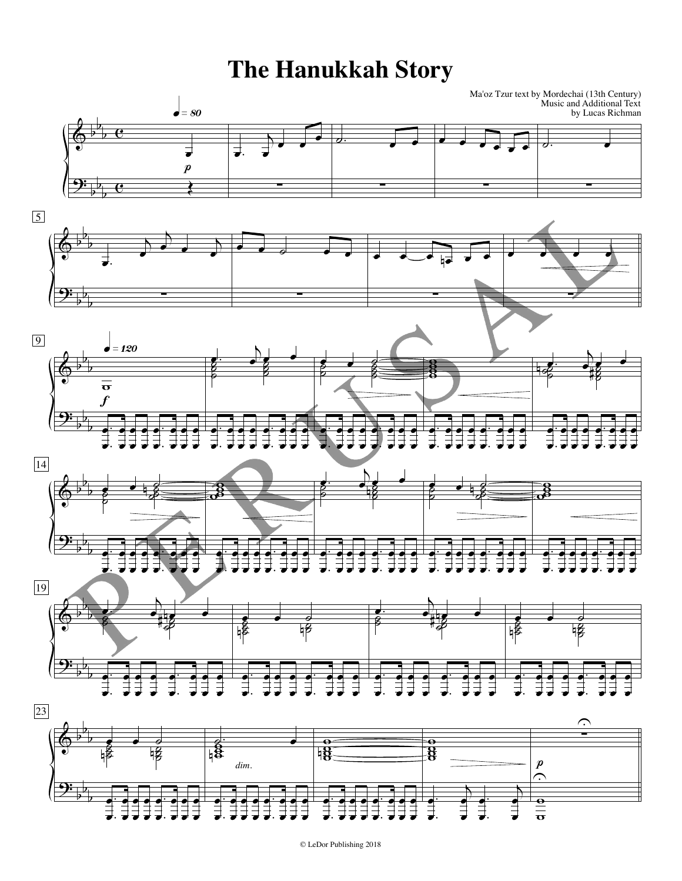# The Hanukkah Story

Ma'oz Tzur text by Mordechai (13th Century)
Music and Additional Text
by Lucas Richman

© LeDor Publishing 2018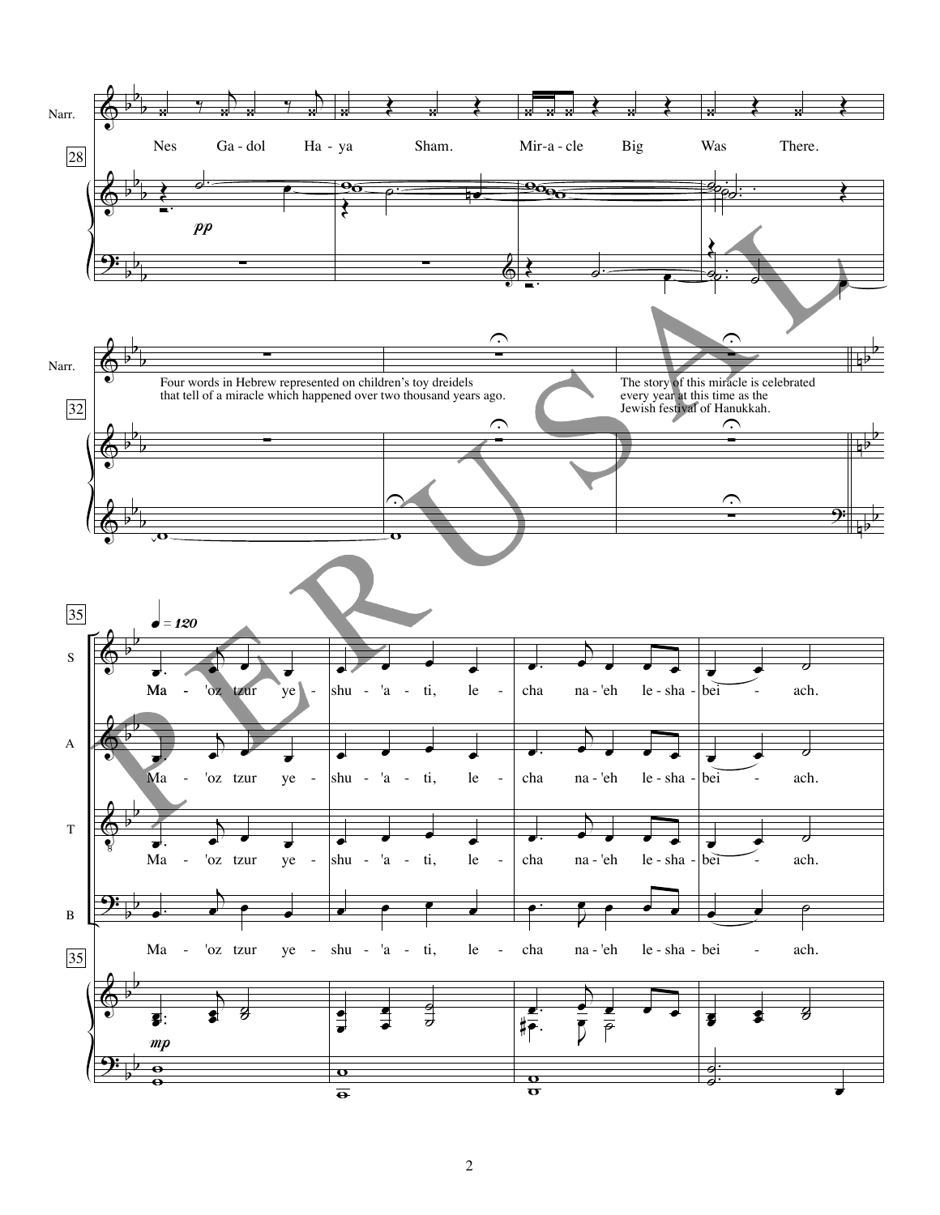Nes Ga - dol Ha - ya Sham. Mir - a - cle Big Was There.

Four words in Hebrew represented on children's toy dreidels that tell of a miracle which happened over two thousand years ago.

The story of this miracle is celebrated every year at this time as the Jewish festival of Hanukkah.

Ma - 'oz tzur ye - shu - 'a - ti, le - cha na - 'eh le - sha - bei - ach.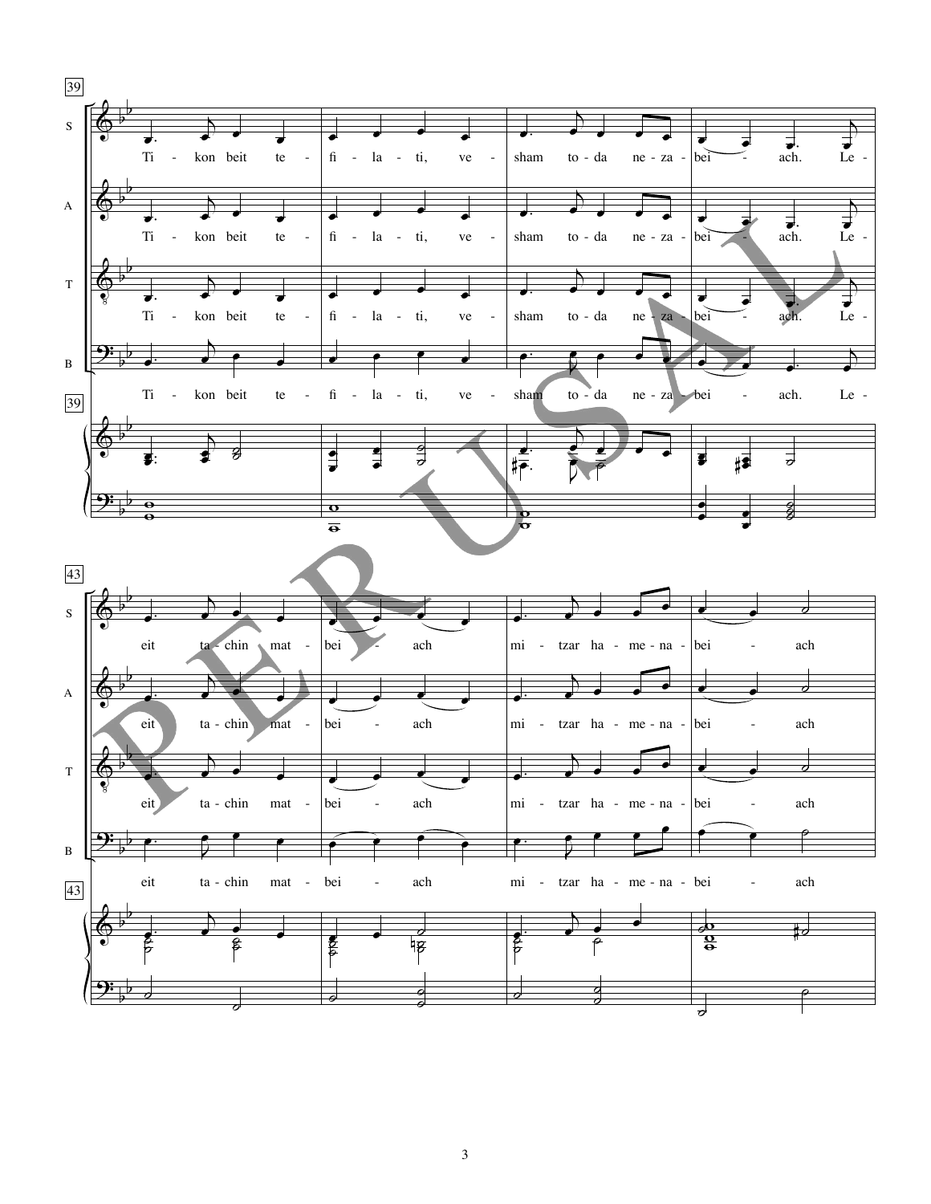39

Ti - kon beit te - fi - la - ti, ve - sham to - da ne - za - bei - ach. Le -

43

eit ta - chin mat - bei - ach mi - tzar ha - me - na - bei - ach

PERUSAL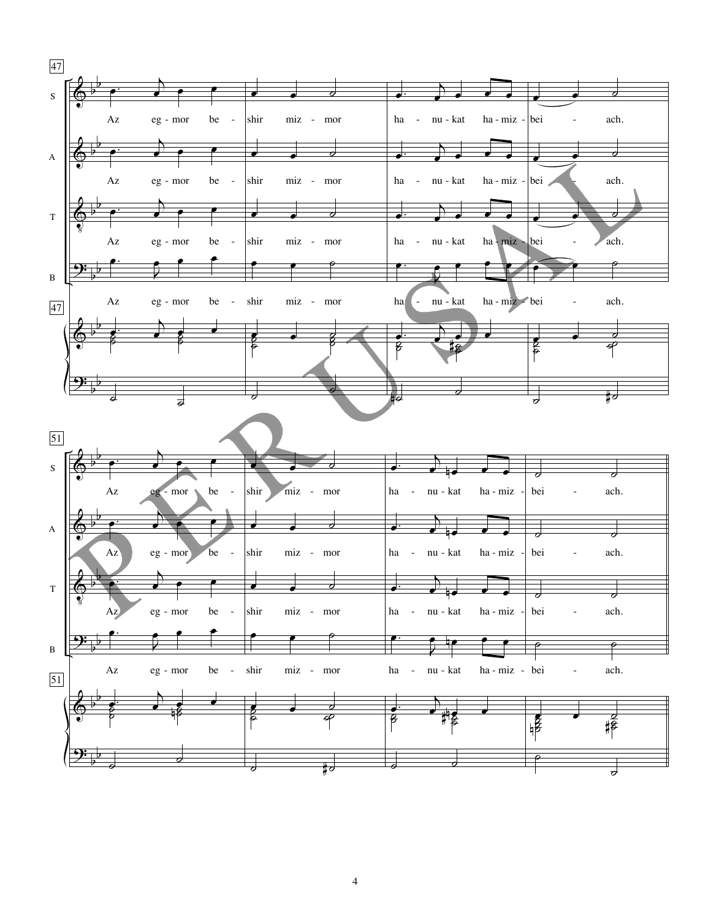47

S: Az eg - mor be - shir miz - mor ha - nu - kat ha - miz - bei - ach.

A: Az eg - mor be - shir miz - mor ha - nu - kat ha - miz - bei - ach.

T: Az eg - mor be - shir miz - mor ha - nu - kat ha - miz - bei - ach.

B: Az eg - mor be - shir miz - mor ha - nu - kat ha - miz - bei - ach.

51

S: Az eg - mor be - shir miz - mor ha - nu - kat ha - miz - bei - ach.

A: Az eg - mor be - shir miz - mor ha - nu - kat ha - miz - bei - ach.

T: Az eg - mor be - shir miz - mor ha - nu - kat ha - miz - bei - ach.

B: Az eg - mor be - shir miz - mor ha - nu - kat ha - miz - bei - ach.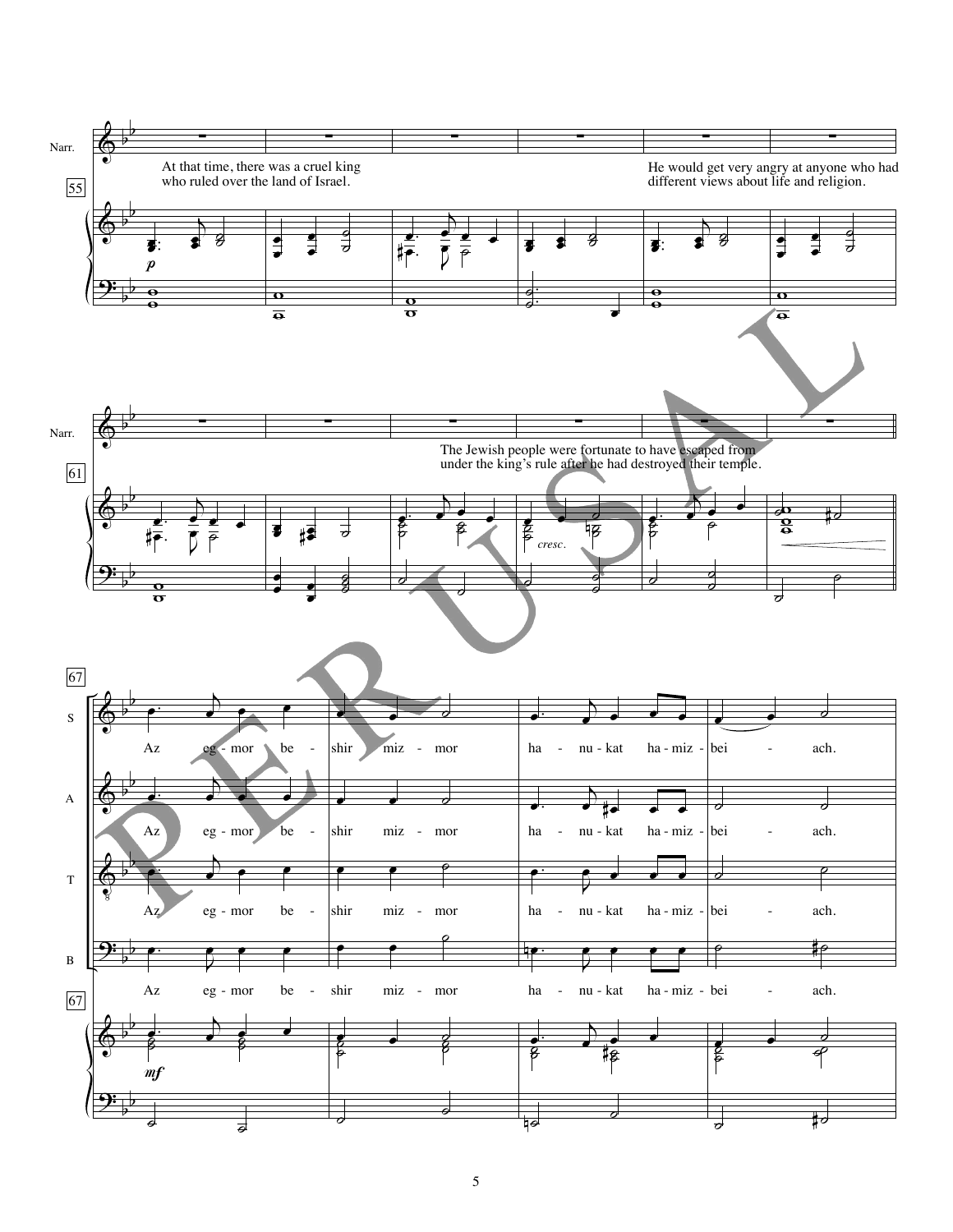Narr.

55

At that time, there was a cruel king who ruled over the land of Israel.

He would get very angry at anyone who had different views about life and religion.

*p*

Narr.

61

The Jewish people were fortunate to have escaped from under the king's rule after he had destroyed their temple.

*cresc.*

67

S: Az eg - mor be - shir miz - mor ha - nu - kat ha - miz - bei - ach.

A: Az eg - mor be - shir miz - mor ha - nu - kat ha - miz - bei - ach.

T: Az eg - mor be - shir miz - mor ha - nu - kat ha - miz - bei - ach.

B: Az eg - mor be - shir miz - mor ha - nu - kat ha - miz - bei - ach.

67

*mf*

PERUSAL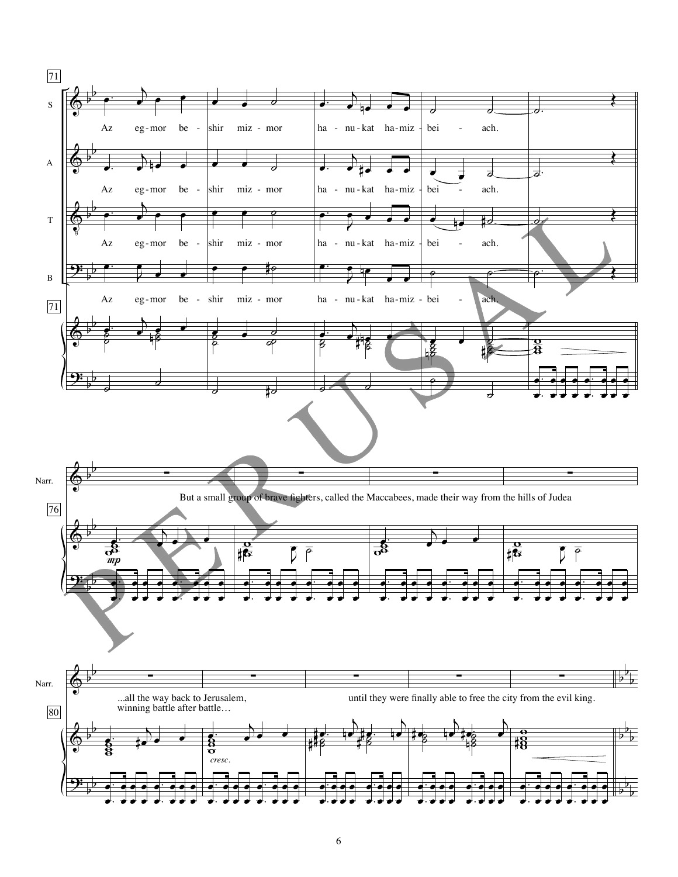Az eg-mor be-shir miz-mor ha-nu-kat ha-miz-bei-ach.

But a small group of brave fighters, called the Maccabees, made their way from the hills of Judea

...all the way back to Jerusalem, winning battle after battle…

until they were finally able to free the city from the evil king.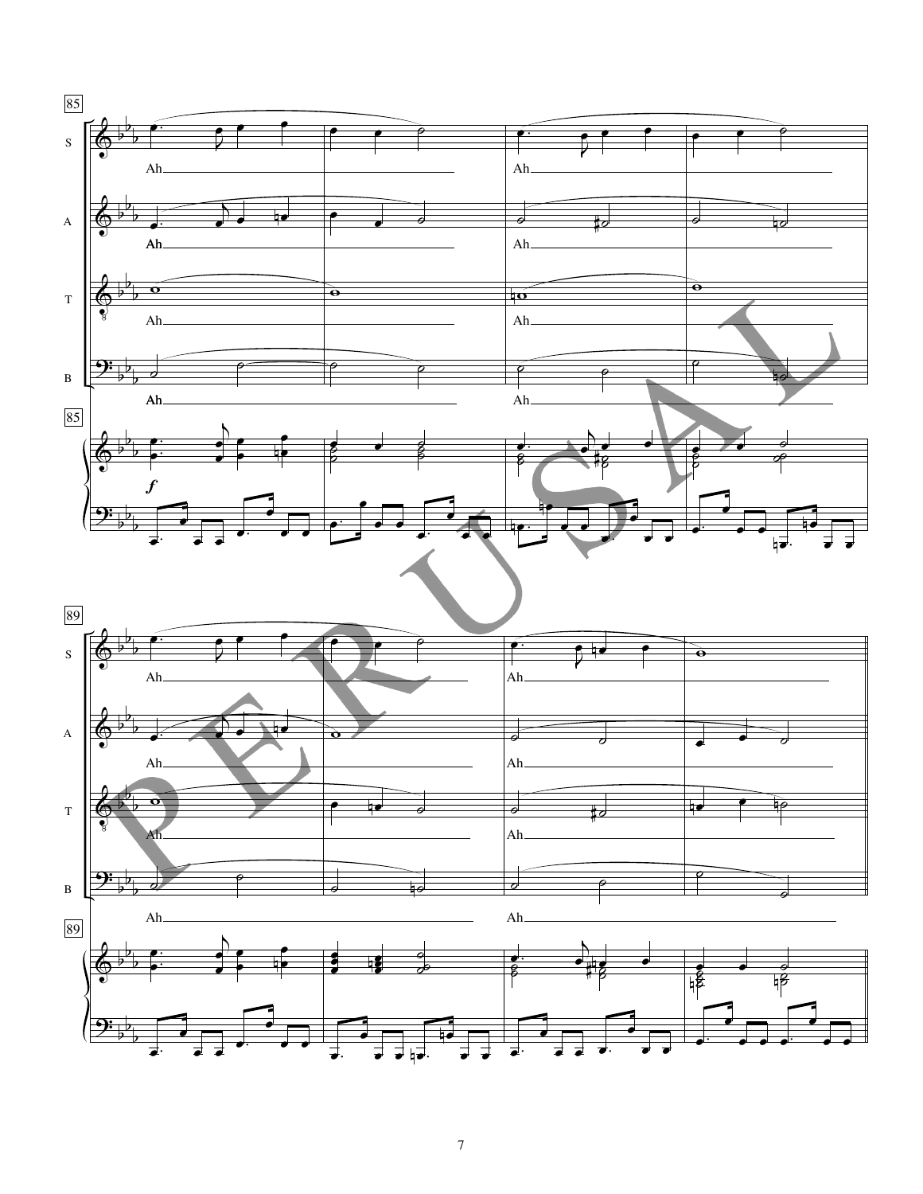85

S — Ah Ah

A — Ah Ah

T — Ah Ah

B — Ah Ah

85

*f*

89

S — Ah Ah

A — Ah Ah

T — Ah Ah

B — Ah Ah

89

PERUSAL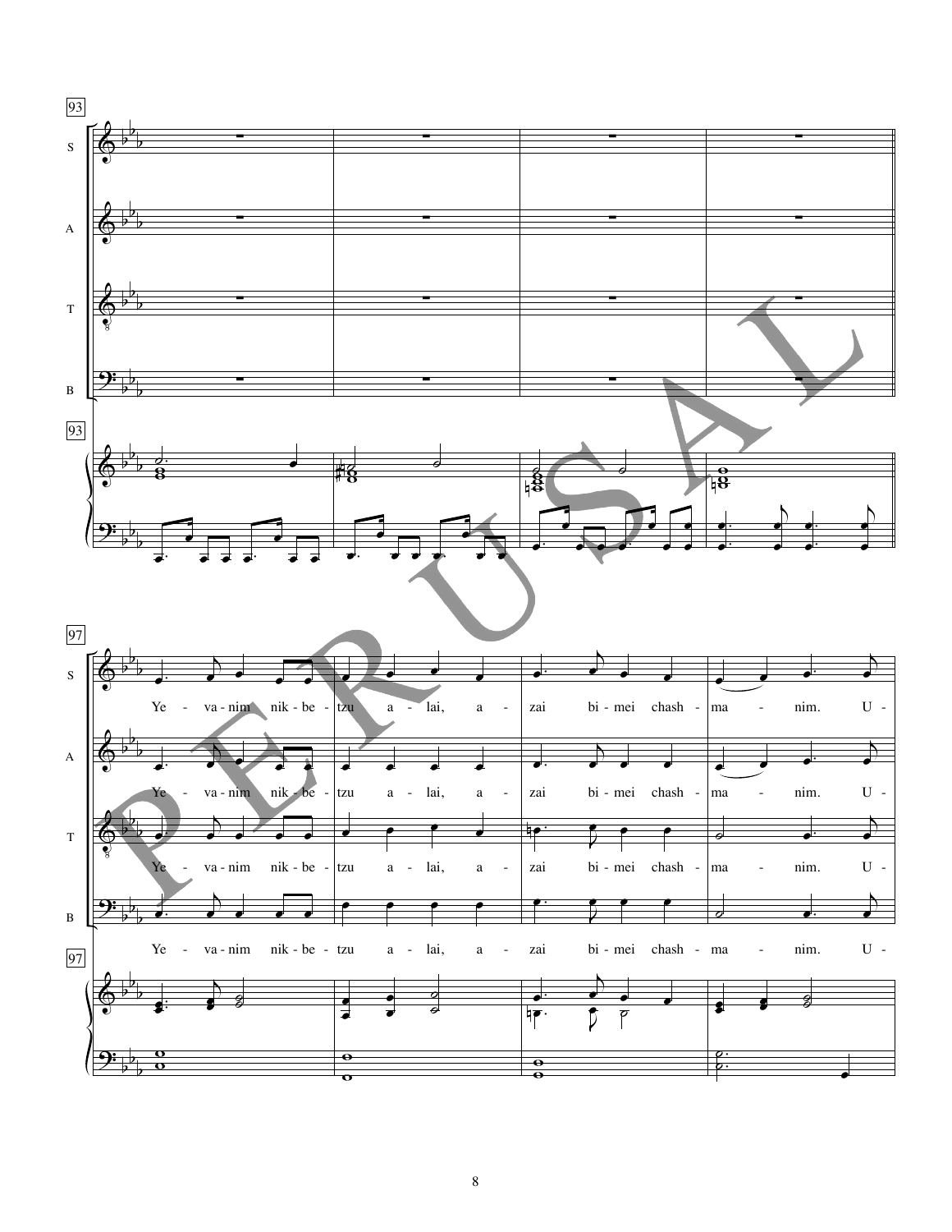93

S

A

T

B

93

97

S

Ye - va - nim nik - be - tzu a - lai, a - zai bi - mei chash - ma - nim. U -

A

Ye - va - nim nik - be - tzu a - lai, a - zai bi - mei chash - ma - nim. U -

T

Ye - va - nim nik - be - tzu a - lai, a - zai bi - mei chash - ma - nim. U -

B

Ye - va - nim nik - be - tzu a - lai, a - zai bi - mei chash - ma - nim. U -

97

PERUSAL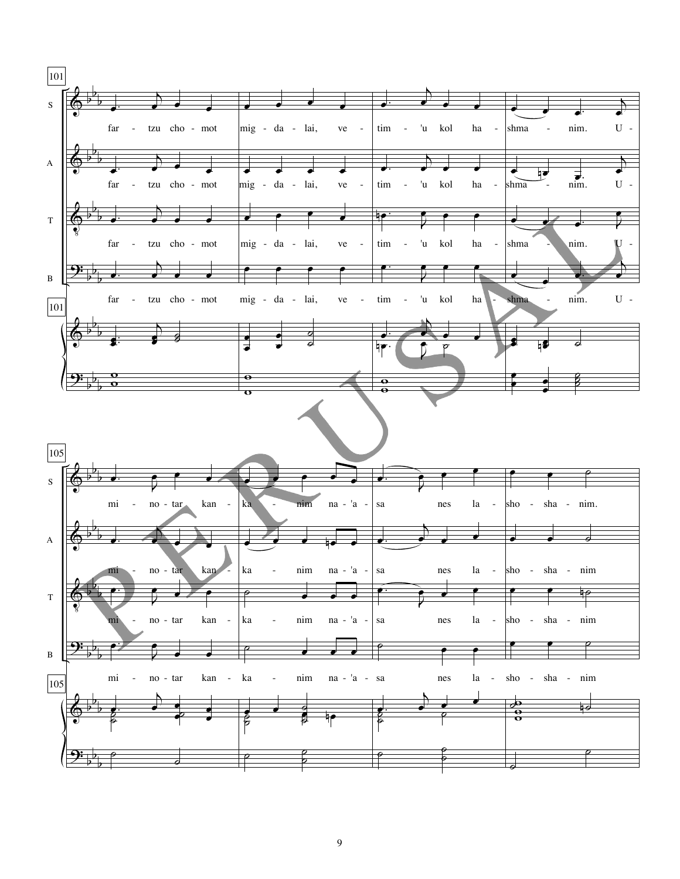101

far - tzu cho - mot mig - da - lai, ve - tim - 'u kol ha - shma - nim. U -

105

mi - no - tar kan - ka - nim na - 'a - sa nes la - sho - sha - nim.

PERUSAL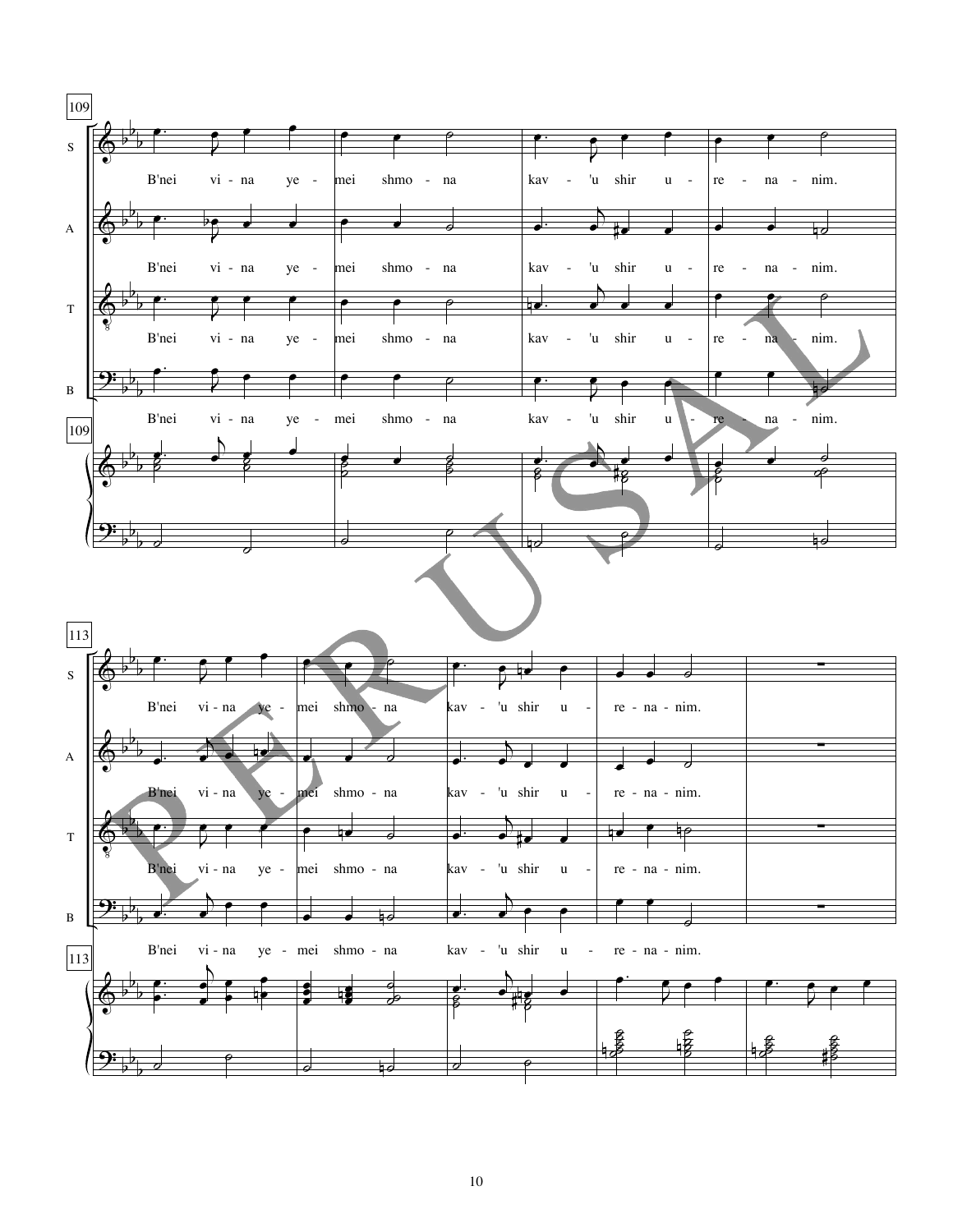109

S: B'nei vi - na ye - mei shmo - na kav - 'u shir u - re - na - nim.

A: B'nei vi - na ye - mei shmo - na kav - 'u shir u - re - na - nim.

T: B'nei vi - na ye - mei shmo - na kav - 'u shir u - re - na - nim.

B: B'nei vi - na ye - mei shmo - na kav - 'u shir u - re - na - nim.

113

S: B'nei vi - na ye - mei shmo - na kav - 'u shir u - re - na - nim.

A: B'nei vi - na ye - mei shmo - na kav - 'u shir u - re - na - nim.

T: B'nei vi - na ye - mei shmo - na kav - 'u shir u - re - na - nim.

B: B'nei vi - na ye - mei shmo - na kav - 'u shir u - re - na - nim.

PERUSAL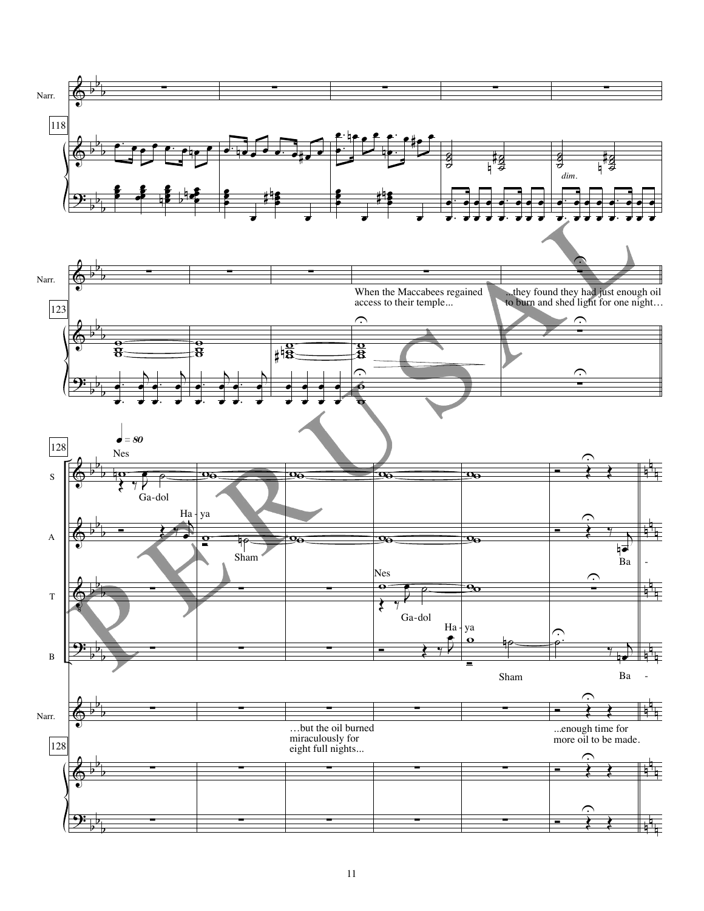Narr.

118

Narr.

123

When the Maccabees regained access to their temple...

...they found they had just enough oil to burn and shed light for one night…

128

♩ = 80

S — Nes Ga-dol

A — Ha - ya Sham Ba -

T — Nes Ga-dol Ha - ya

B — Sham Ba -

Narr.

…but the oil burned miraculously for eight full nights...

...enough time for more oil to be made.

128

PERUSAL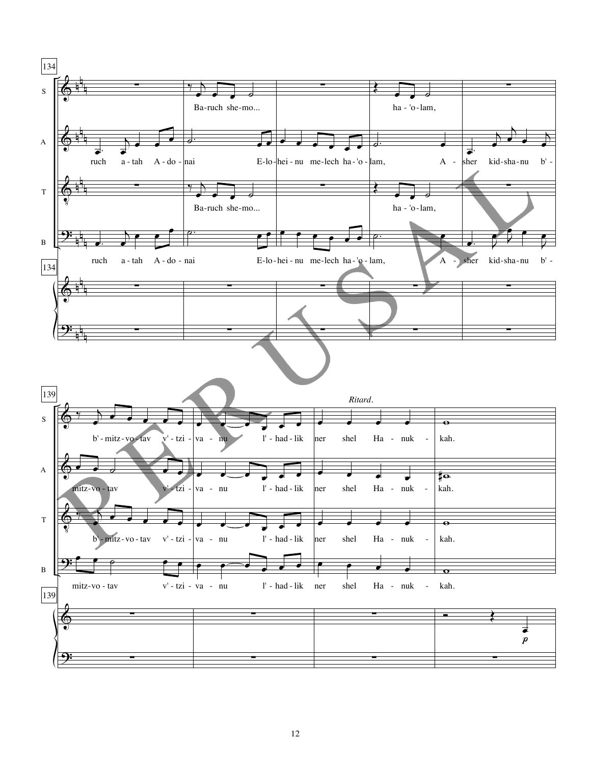134

S: Ba-ruch she-mo... ha - 'o - lam,

A: ruch a - tah A - do - nai E - lo - hei - nu me - lech ha - 'o - lam, A - sher kid - sha - nu b' -

T: Ba-ruch she-mo... ha - 'o - lam,

B: ruch a - tah A - do - nai E - lo - hei - nu me - lech ha - 'o - lam, A - sher kid - sha - nu b' -

139

*Ritard.*

S: b' - mitz - vo - tav v' - tzi - va - nu l' - had - lik ner shel Ha - nuk - kah.

A: mitz - vo - tav v' - tzi - va - nu l' - had - lik ner shel Ha - nuk - kah.

T: b' - mitz - vo - tav v' - tzi - va - nu l' - had - lik ner shel Ha - nuk - kah.

B: mitz - vo - tav v' - tzi - va - nu l' - had - lik ner shel Ha - nuk - kah.

*p*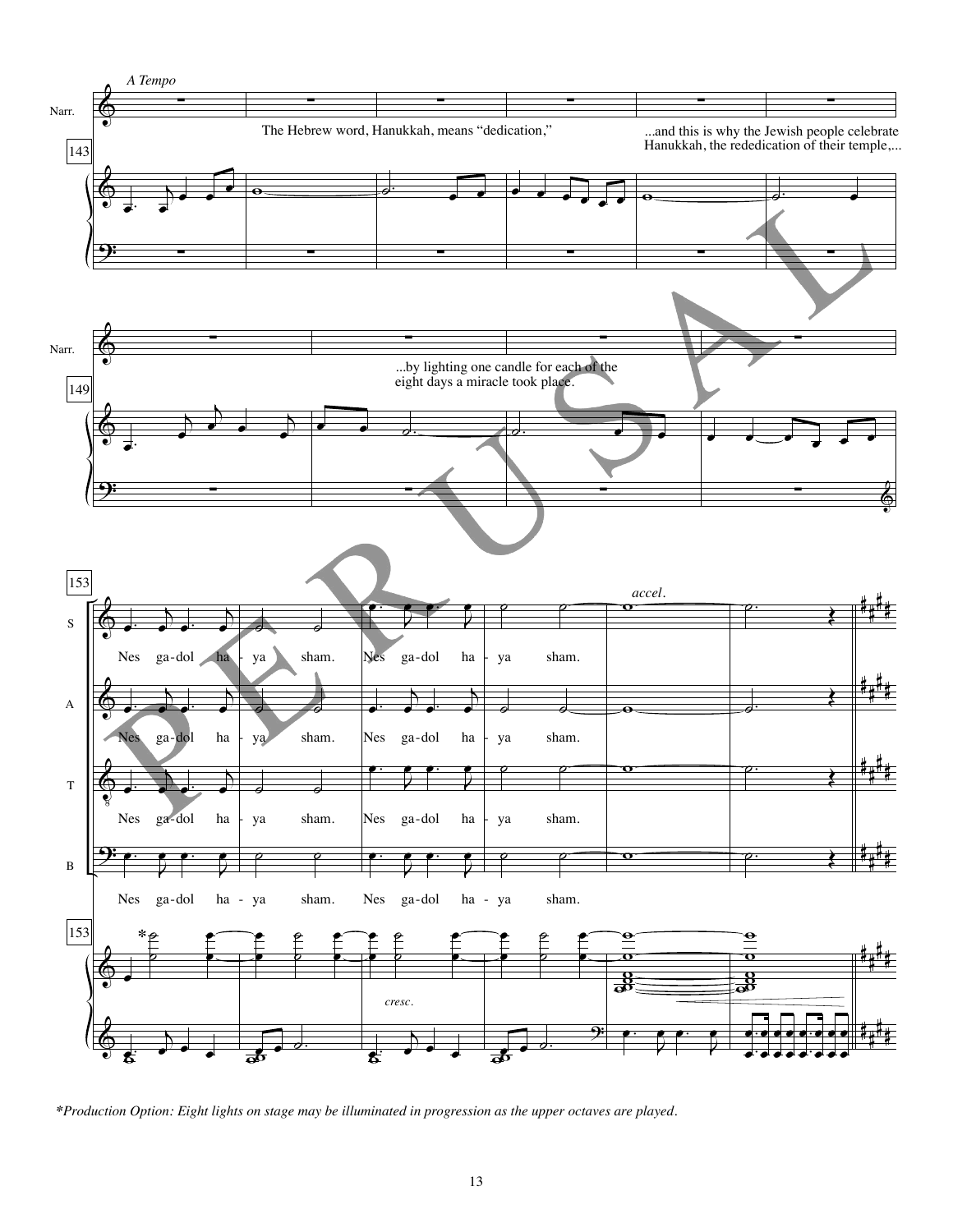*A Tempo*

The Hebrew word, Hanukkah, means "dedication,"

...and this is why the Jewish people celebrate Hanukkah, the rededication of their temple,...

...by lighting one candle for each of the eight days a miracle took place.

Nes ga-dol ha - ya sham. Nes ga-dol ha - ya sham.

*Production Option: Eight lights on stage may be illuminated in progression as the upper octaves are played.*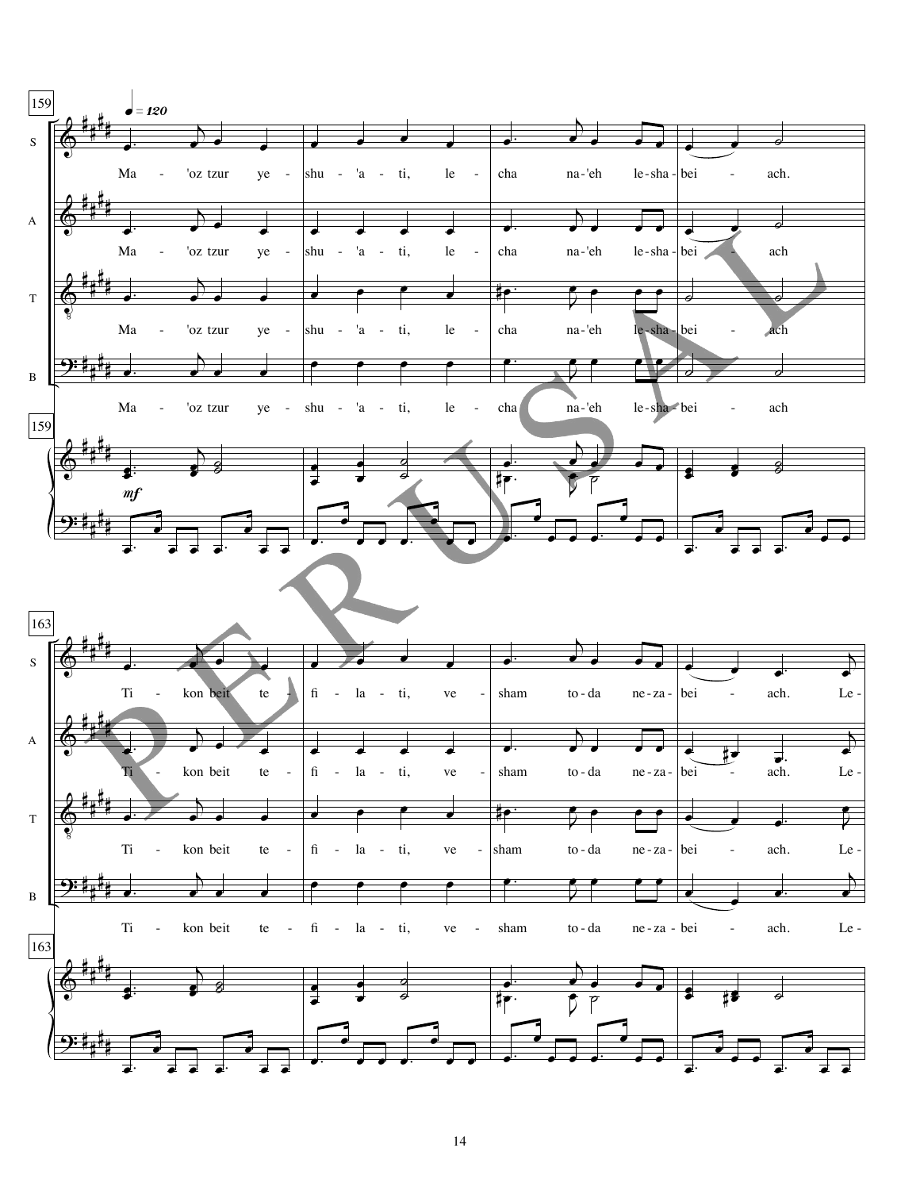159

♩ = 120

S: Ma - 'oz tzur ye - shu - 'a - ti, le - cha na-'eh le-sha - bei - ach.

A: Ma - 'oz tzur ye - shu - 'a - ti, le - cha na-'eh le-sha - bei - ach

T: Ma - 'oz tzur ye - shu - 'a - ti, le - cha na-'eh le-sha - bei - ach

B: Ma - 'oz tzur ye - shu - 'a - ti, le - cha na-'eh le-sha - bei - ach

*mf*

163

S: Ti - kon beit te - fi - la - ti, ve - sham to - da ne - za - bei - ach. Le -

A: Ti - kon beit te - fi - la - ti, ve - sham to - da ne - za - bei - ach. Le -

T: Ti - kon beit te - fi - la - ti, ve - sham to - da ne - za - bei - ach. Le -

B: Ti - kon beit te - fi - la - ti, ve - sham to - da ne - za - bei - ach. Le -

PERUSAL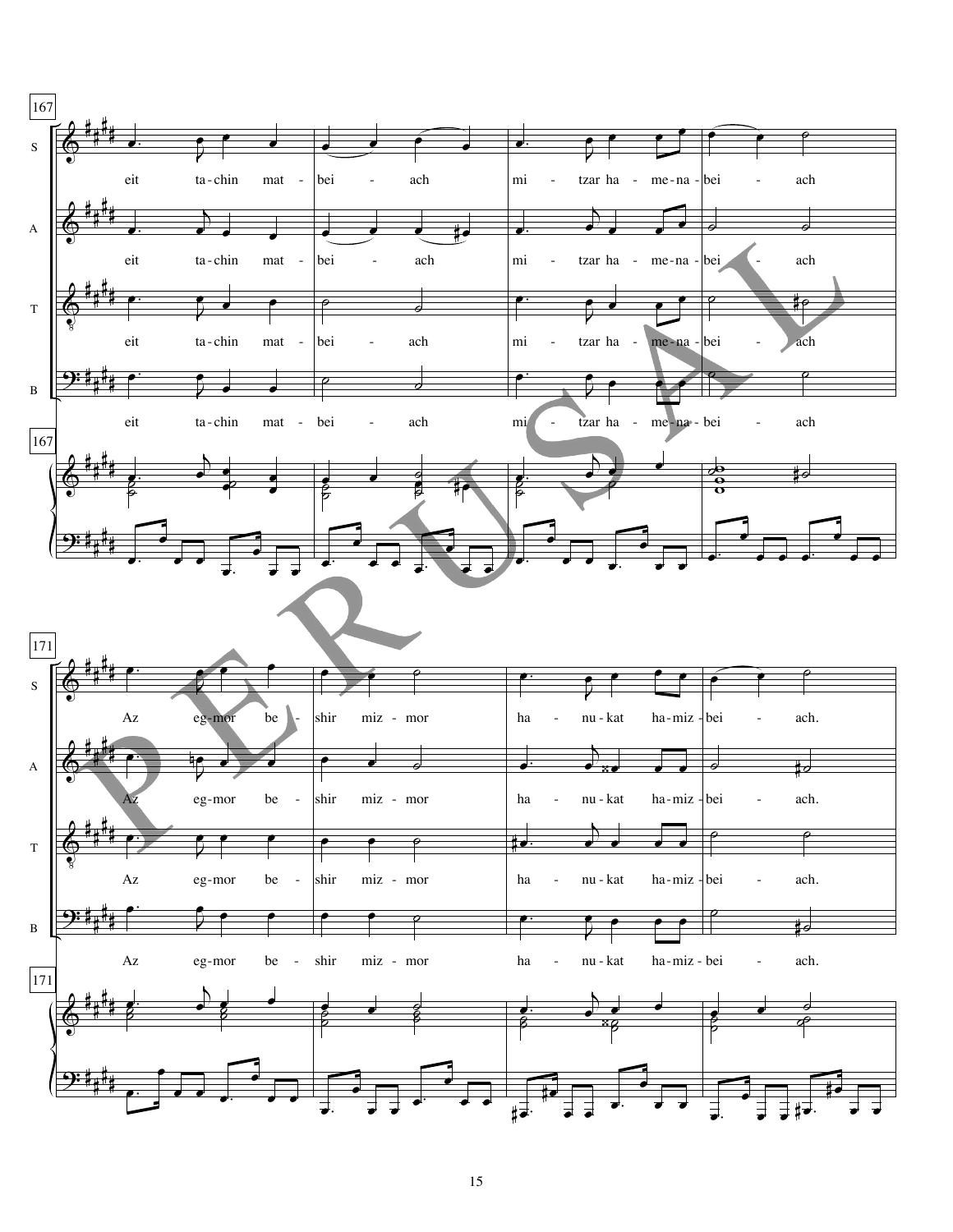167

S: eit ta-chin mat - bei - ach mi - tzar ha - me-na-bei - ach

A: eit ta-chin mat - bei - ach mi - tzar ha - me-na-bei - ach

T: eit ta-chin mat - bei - ach mi - tzar ha - me-na-bei - ach

B: eit ta-chin mat - bei - ach mi - tzar ha - me-na-bei - ach

171

S: Az eg-mor be - shir miz - mor ha - nu-kat ha-miz-bei - ach.

A: Az eg-mor be - shir miz - mor ha - nu-kat ha-miz-bei - ach.

T: Az eg-mor be - shir miz - mor ha - nu-kat ha-miz-bei - ach.

B: Az eg-mor be - shir miz - mor ha - nu-kat ha-miz-bei - ach.

PERUSAL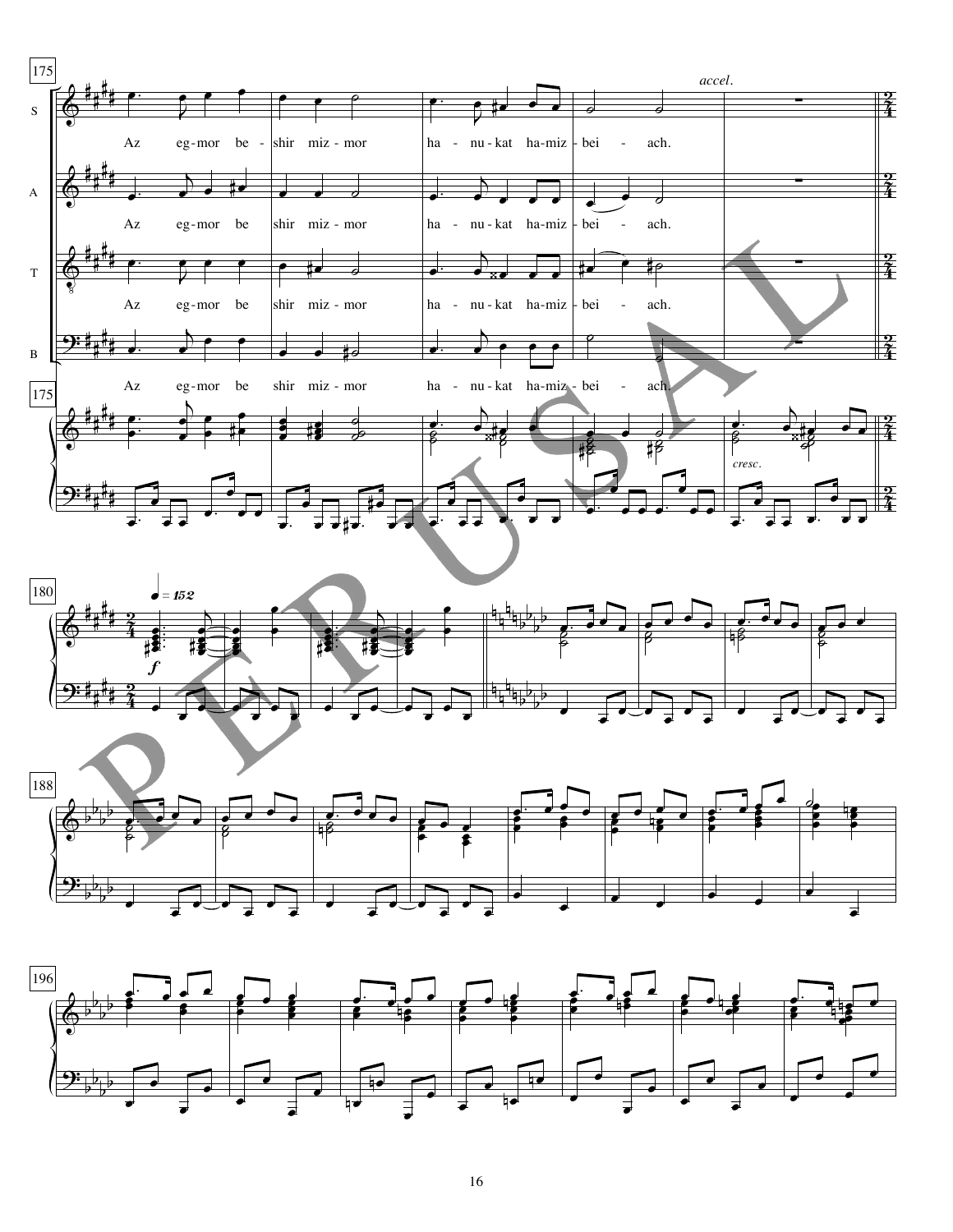Az egmor beshir mizmor hanukat hamizbeiach.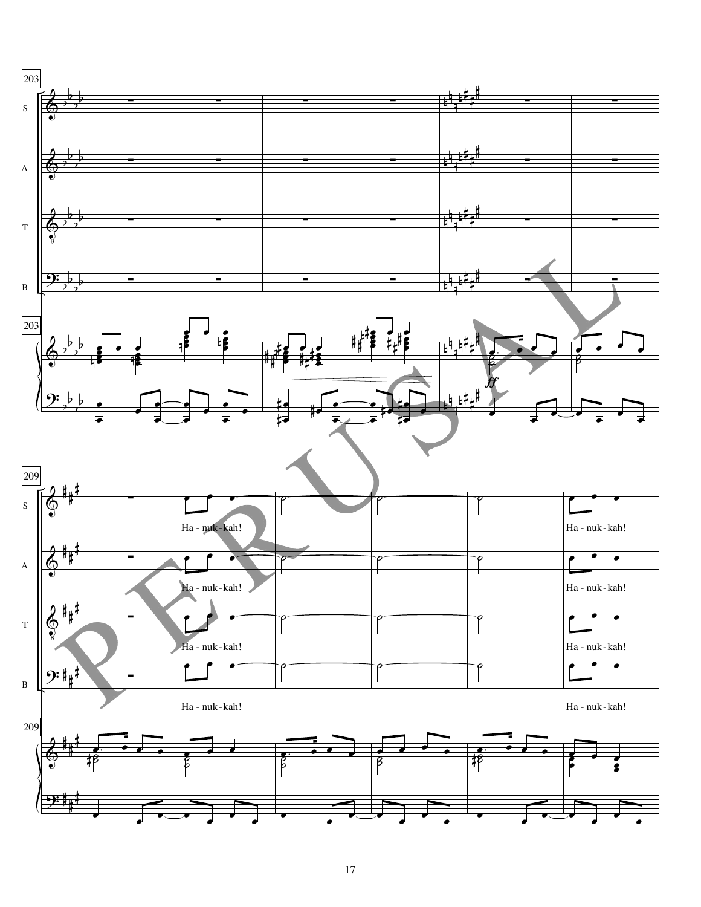203

S

A

T

B

203

*ff*

209

S

Ha - nuk - kah!

Ha - nuk - kah!

A

Ha - nuk - kah!

Ha - nuk - kah!

T

Ha - nuk - kah!

Ha - nuk - kah!

B

Ha - nuk - kah!

Ha - nuk - kah!

209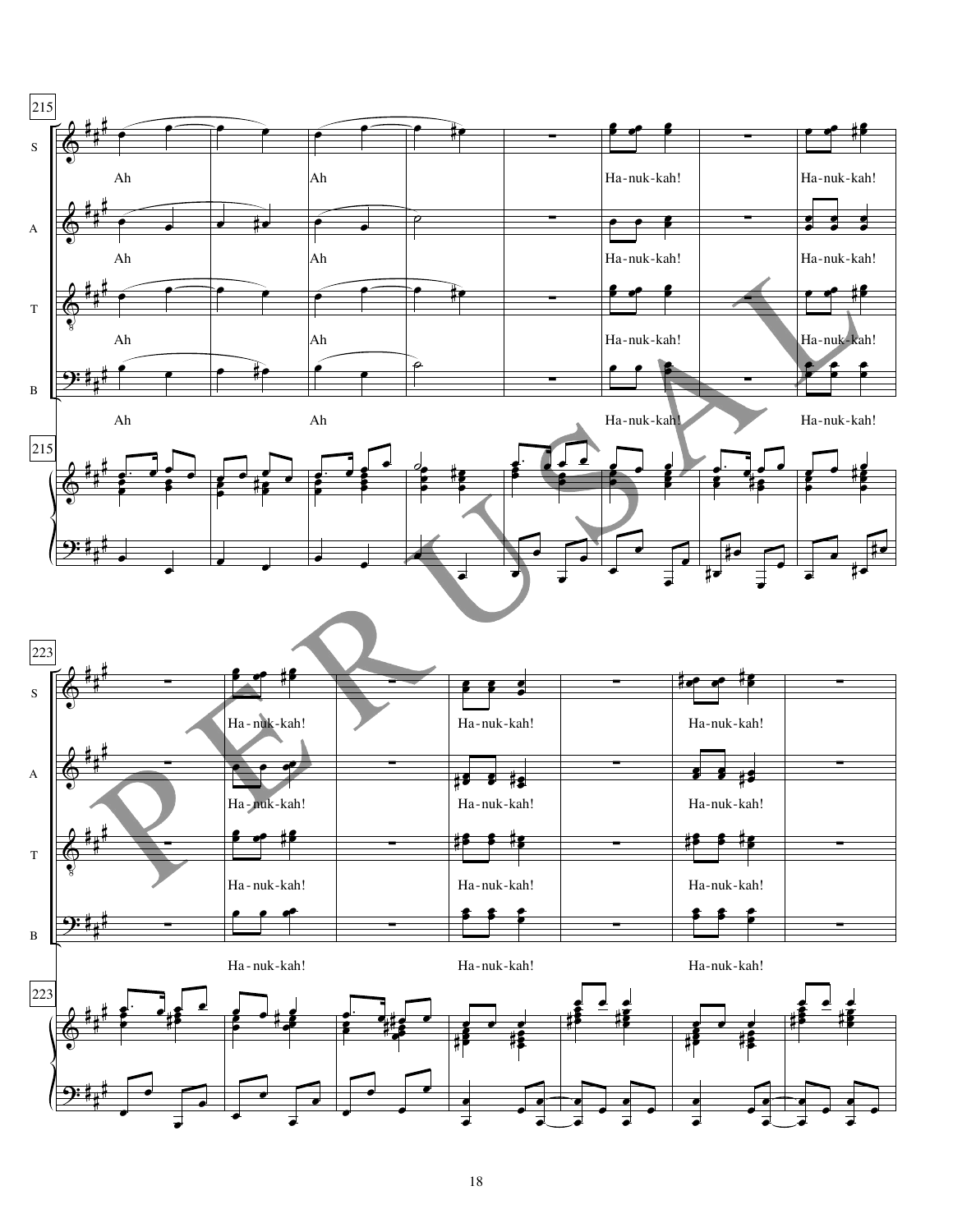215

S

Ah

Ah

Ha-nuk-kah!

Ha-nuk-kah!

A

Ah

Ah

Ha-nuk-kah!

Ha-nuk-kah!

T

Ah

Ah

Ha-nuk-kah!

Ha-nuk-kah!

B

Ah

Ah

Ha-nuk-kah!

Ha-nuk-kah!

215

223

S

Ha-nuk-kah!

Ha-nuk-kah!

Ha-nuk-kah!

A

Ha-nuk-kah!

Ha-nuk-kah!

Ha-nuk-kah!

T

Ha-nuk-kah!

Ha-nuk-kah!

Ha-nuk-kah!

B

Ha-nuk-kah!

Ha-nuk-kah!

Ha-nuk-kah!

223

PERUSAL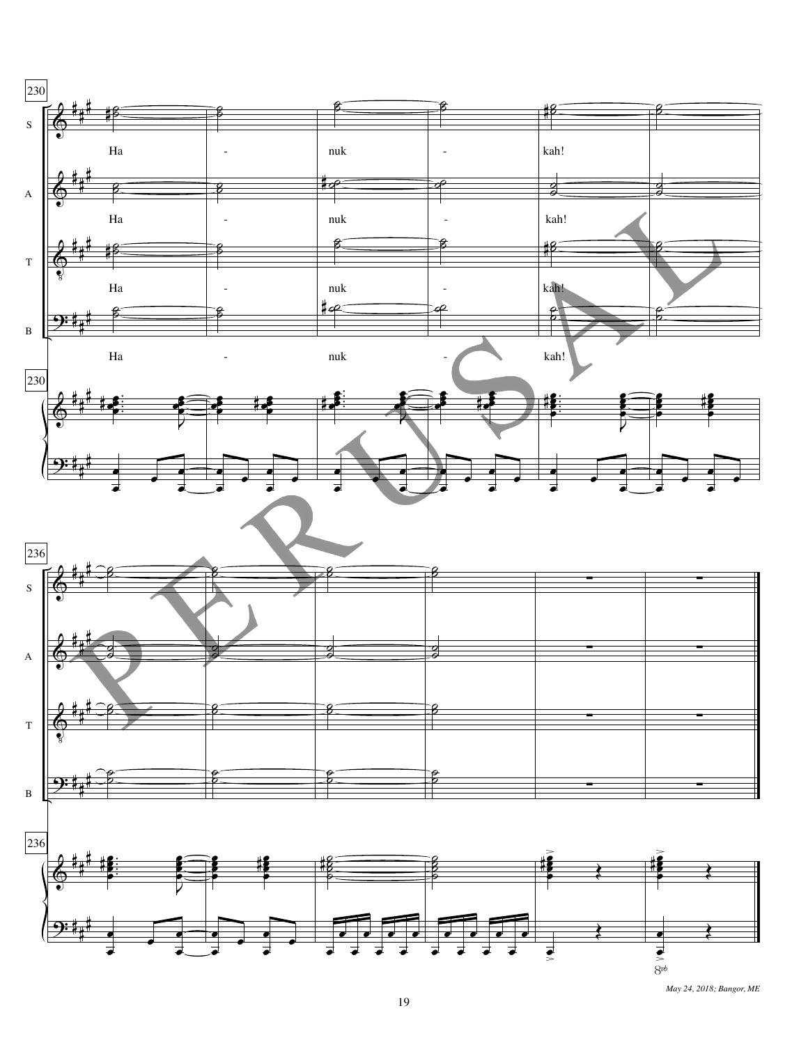230

S

Ha - nuk - kah!

A

Ha - nuk - kah!

T

Ha - nuk - kah!

B

Ha - nuk - kah!

230

236

S

A

T

B

236

8vb

*May 24, 2018; Bangor, ME*